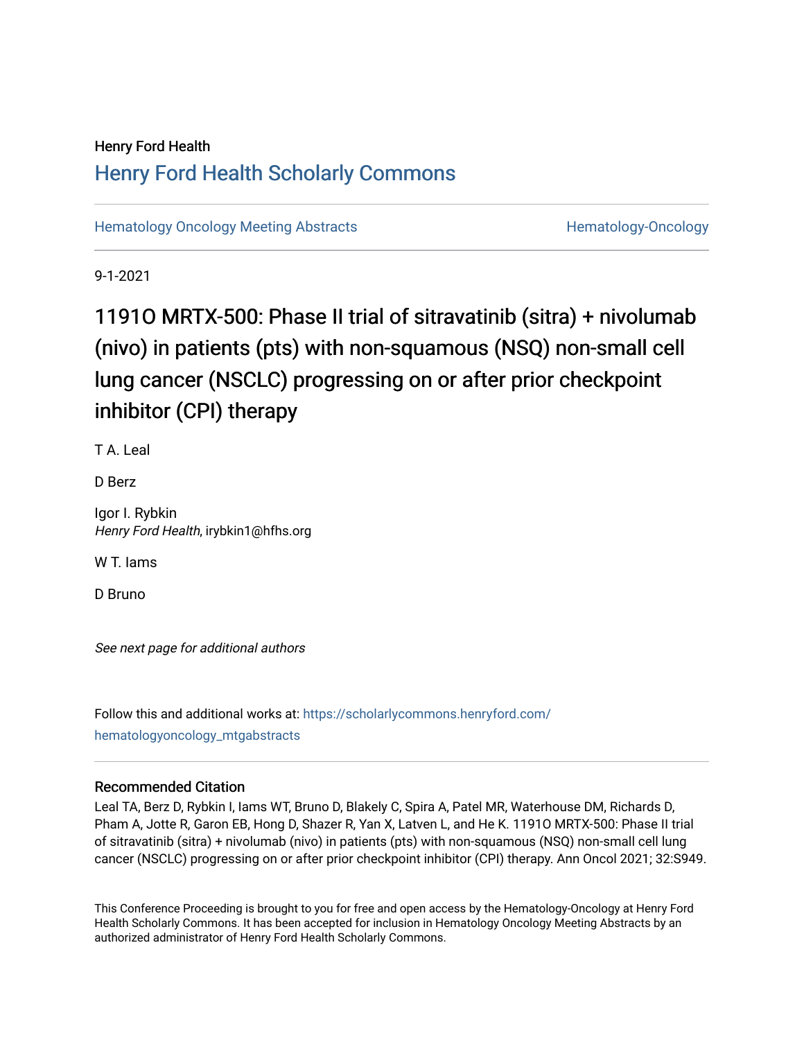Henry Ford Health

## Henry Ford Health Scholarly Commons

Hematology Oncology Meeting Abstracts | Hematology-Oncology

9-1-2021

# 1191O MRTX-500: Phase II trial of sitravatinib (sitra) + nivolumab (nivo) in patients (pts) with non-squamous (NSQ) non-small cell lung cancer (NSCLC) progressing on or after prior checkpoint inhibitor (CPI) therapy

T A. Leal

D Berz

Igor I. Rybkin
*Henry Ford Health*, irybkin1@hfhs.org

W T. Iams

D Bruno

*See next page for additional authors*

Follow this and additional works at: https://scholarlycommons.henryford.com/hematologyoncology_mtgabstracts

### Recommended Citation

Leal TA, Berz D, Rybkin I, Iams WT, Bruno D, Blakely C, Spira A, Patel MR, Waterhouse DM, Richards D, Pham A, Jotte R, Garon EB, Hong D, Shazer R, Yan X, Latven L, and He K. 1191O MRTX-500: Phase II trial of sitravatinib (sitra) + nivolumab (nivo) in patients (pts) with non-squamous (NSQ) non-small cell lung cancer (NSCLC) progressing on or after prior checkpoint inhibitor (CPI) therapy. Ann Oncol 2021; 32:S949.

This Conference Proceeding is brought to you for free and open access by the Hematology-Oncology at Henry Ford Health Scholarly Commons. It has been accepted for inclusion in Hematology Oncology Meeting Abstracts by an authorized administrator of Henry Ford Health Scholarly Commons.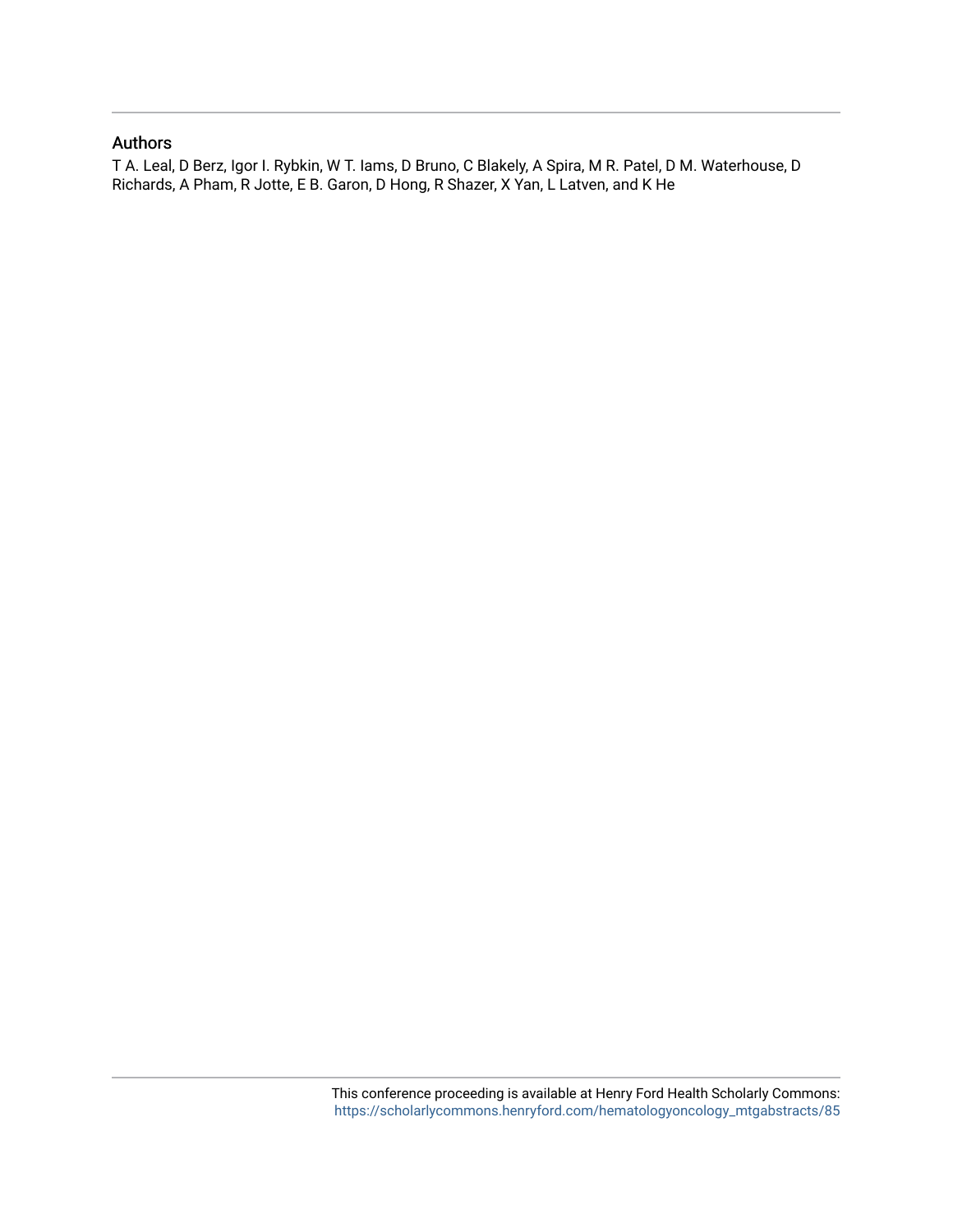## Authors

T A. Leal, D Berz, Igor I. Rybkin, W T. Iams, D Bruno, C Blakely, A Spira, M R. Patel, D M. Waterhouse, D Richards, A Pham, R Jotte, E B. Garon, D Hong, R Shazer, X Yan, L Latven, and K He

This conference proceeding is available at Henry Ford Health Scholarly Commons: https://scholarlycommons.henryford.com/hematologyoncology_mtgabstracts/85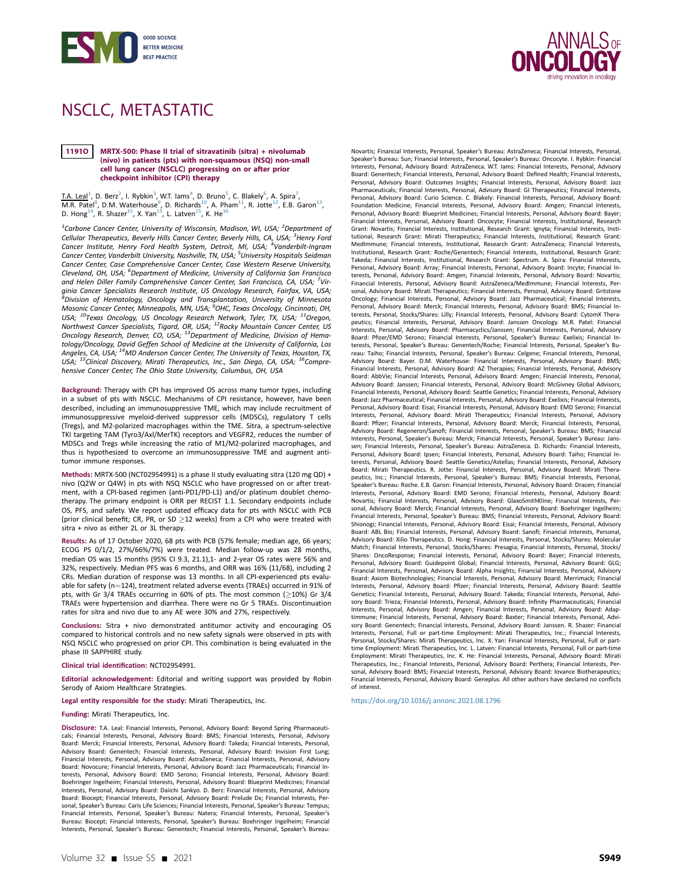# NSCLC, METASTATIC

**1191O** **MRTX-500: Phase II trial of sitravatinib (sitra) + nivolumab (nivo) in patients (pts) with non-squamous (NSQ) non-small cell lung cancer (NSCLC) progressing on or after prior checkpoint inhibitor (CPI) therapy**

T.A. Leal[1], D. Berz[2], I. Rybkin[3], W.T. Iams[4], D. Bruno[5], C. Blakely[6], A. Spira[7], M.R. Patel[8], D.M. Waterhouse[9], D. Richards[10], A. Pham[11], R. Jotte[12], E.B. Garon[13], D. Hong[14], R. Shazer[15], X. Yan[15], L. Latven[15], K. He[16]

[1]Carbone Cancer Center, University of Wisconsin, Madison, WI, USA; [2]Department of Cellular Therapeutics, Beverly Hills Cancer Center, Beverly Hills, CA, USA; [3]Henry Ford Cancer Institute, Henry Ford Health System, Detroit, MI, USA; [4]Vanderbilt-Ingram Cancer Center, Vanderbilt University, Nashville, TN, USA; [5]University Hospitals Seidman Cancer Center, Case Comprehensive Cancer Center, Case Western Reserve University, Cleveland, OH, USA; [6]Department of Medicine, University of California San Francisco and Helen Diller Family Comprehensive Cancer Center, San Francisco, CA, USA; [7]Virginia Cancer Specialists Research Institute, US Oncology Research, Fairfax, VA, USA; [8]Division of Hematology, Oncology and Transplantation, University of Minnesota Masonic Cancer Center, Minneapolis, MN, USA; [9]OHC, Texas Oncology, Cincinnati, OH, USA; [10]Texas Oncology, US Oncology Research Network, Tyler, TX, USA; [11]Oregon, Northwest Cancer Specialists, Tigard, OR, USA; [12]Rocky Mountain Cancer Center, US Oncology Research, Denver, CO, USA; [13]Department of Medicine, Division of Hematology/Oncology, David Geffen School of Medicine at the University of California, Los Angeles, CA, USA; [14]MD Anderson Cancer Center, The University of Texas, Houston, TX, USA; [15]Clinical Discovery, Mirati Therapeutics, Inc., San Diego, CA, USA; [16]Comprehensive Cancer Center, The Ohio State University, Columbus, OH, USA

**Background:** Therapy with CPI has improved OS across many tumor types, including in a subset of pts with NSCLC. Mechanisms of CPI resistance, however, have been described, including an immunosuppressive TME, which may include recruitment of immunosuppressive myeloid-derived suppressor cells (MDSCs), regulatory T cells (Tregs), and M2-polarized macrophages within the TME. Sitra, a spectrum-selective TKI targeting TAM (Tyro3/Axl/MerTK) receptors and VEGFR2, reduces the number of MDSCs and Tregs while increasing the ratio of M1/M2-polarized macrophages, and thus is hypothesized to overcome an immunosuppressive TME and augment antitumor immune responses.

**Methods:** MRTX-500 (NCT02954991) is a phase II study evaluating sitra (120 mg QD) + nivo (Q2W or Q4W) in pts with NSQ NSCLC who have progressed on or after treatment, with a CPI-based regimen (anti-PD1/PD-L1) and/or platinum doublet chemotherapy. The primary endpoint is ORR per RECIST 1.1. Secondary endpoints include OS, PFS, and safety. We report updated efficacy data for pts with NSCLC with PCB (prior clinical benefit; CR, PR, or SD ≥12 weeks) from a CPI who were treated with sitra + nivo as either 2L or 3L therapy.

**Results:** As of 17 October 2020, 68 pts with PCB (57% female; median age, 66 years; ECOG PS 0/1/2, 27%/66%/7%) were treated. Median follow-up was 28 months, median OS was 15 months (95% CI 9.3, 21.1),1- and 2-year OS rates were 56% and 32%, respectively. Median PFS was 6 months, and ORR was 16% (11/68), including 2 CRs. Median duration of response was 13 months. In all CPI-experienced pts evaluable for safety (n=124), treatment related adverse events (TRAEs) occurred in 91% of pts, with Gr 3/4 TRAEs occurring in 60% of pts. The most common (≥10%) Gr 3/4 TRAEs were hypertension and diarrhea. There were no Gr 5 TRAEs. Discontinuation rates for sitra and nivo due to any AE were 30% and 27%, respectively.

**Conclusions:** Sitra + nivo demonstrated antitumor activity and encouraging OS compared to historical controls and no new safety signals were observed in pts with NSQ NSCLC who progressed on prior CPI. This combination is being evaluated in the phase III SAPPHIRE study.

**Clinical trial identification:** NCT02954991.

**Editorial acknowledgement:** Editorial and writing support was provided by Robin Serody of Axiom Healthcare Strategies.

**Legal entity responsible for the study:** Mirati Therapeutics, Inc.

**Funding:** Mirati Therapeutics, Inc.

**Disclosure:** T.A. Leal: Financial Interests, Personal, Advisory Board: Beyond Spring Pharmaceuticals; Financial Interests, Personal, Advisory Board: BMS; Financial Interests, Personal, Advisory Board: Merck; Financial Interests, Personal, Advisory Board: Takeda; Financial Interests, Personal, Advisory Board: Genentech; Financial Interests, Personal, Advisory Board: Invision First Lung; Financial Interests, Personal, Advisory Board: AstraZeneca; Financial Interests, Personal, Advisory Board: Novocure; Financial Interests, Personal, Advisory Board: Jazz Pharmaceuticals; Financial Interests, Personal, Advisory Board: EMD Serono; Financial Interests, Personal, Advisory Board: Boehringer Ingelheim; Financial Interests, Personal, Advisory Board: Blueprint Medicines; Financial Interests, Personal, Advisory Board: Daiichi Sankyo. D. Berz: Financial Interests, Personal, Advisory Board: Biocept; Financial Interests, Personal, Advisory Board: Prelude Dx; Financial Interests, Personal, Speaker's Bureau: Caris Life Sciences; Financial Interests, Personal, Speaker's Bureau: Tempus; Financial Interests, Personal, Speaker's Bureau: Natera; Financial Interests, Personal, Speaker's Bureau: Biocept; Financial Interests, Personal, Speaker's Bureau: Boehringer Ingelheim; Financial Interests, Personal, Speaker's Bureau: Genentech; Financial Interests, Personal, Speaker's Bureau: Novartis; Financial Interests, Personal, Speaker's Bureau: AstraZeneca; Financial Interests, Personal, Speaker's Bureau: Sun; Financial Interests, Personal, Speaker's Bureau: Oncocyte. I. Rybkin: Financial Interests, Personal, Advisory Board: AstraZeneca. W.T. Iams: Financial Interests, Personal, Advisory Board: Genentech; Financial Interests, Personal, Advisory Board: Defined Health; Financial Interests, Personal, Advisory Board: Outcomes Insights; Financial Interests, Personal, Advisory Board: Jazz Pharmaceuticals; Financial Interests, Personal, Advisory Board: GI Therapeutics; Financial Interests, Personal, Advisory Board: Curio Science. C. Blakely: Financial Interests, Personal, Advisory Board: Foundation Medicine; Financial Interests, Personal, Advisory Board: Amgen; Financial Interests, Personal, Advisory Board: Blueprint Medicines; Financial Interests, Personal, Advisory Board: Bayer; Financial Interests, Personal, Advisory Board: Oncocyte; Financial Interests, Institutional, Research Grant: Novartis; Financial Interests, Institutional, Research Grant: Ignyta; Financial Interests, Institutional, Research Grant: Mirati Therapeutics; Financial Interests, Institutional, Research Grant: MedImmune; Financial Interests, Institutional, Research Grant: AstraZeneca; Financial Interests, Institutional, Research Grant: Roche/Genentech; Financial Interests, Institutional, Research Grant: Takeda; Financial Interests, Institutional, Research Grant: Spectrum. A. Spira: Financial Interests, Personal, Advisory Board: Array; Financial Interests, Personal, Advisory Board: Incyte; Financial Interests, Personal, Advisory Board: Amgen; Financial Interests, Personal, Advisory Board: Novartis; Financial Interests, Personal, Advisory Board: AstraZeneca/MedImmune; Financial Interests, Personal, Advisory Board: Mirati Therapeutics; Financial Interests, Personal, Advisory Board: Gritstone Oncology; Financial Interests, Personal, Advisory Board: Jazz Pharmaceutical; Financial Interests, Personal, Advisory Board: Merck; Financial Interests, Personal, Advisory Board: BMS; Financial Interests, Personal, Stocks/Shares: Lilly; Financial Interests, Personal, Advisory Board: CytomX Therapeutics; Financial Interests, Personal, Advisory Board: Janssen Oncology. M.R. Patel: Financial Interests, Personal, Advisory Board: Pharmacyclics/Janssen; Financial Interests, Personal, Advisory Board: Pfizer/EMD Serono; Financial Interests, Personal, Speaker's Bureau: Exelixis; Financial Interests, Personal, Speaker's Bureau: Genentech/Roche; Financial Interests, Personal, Speaker's Bureau: Taiho; Financial Interests, Personal, Speaker's Bureau: Celgene; Financial Interests, Personal, Advisory Board: Bayer. D.M. Waterhouse: Financial Interests, Personal, Advisory Board: BMS; Financial Interests, Personal, Advisory Board: AZ Therapies; Financial Interests, Personal, Advisory Board: AbbVie; Financial Interests, Personal, Advisory Board: Amgen; Financial Interests, Personal, Advisory Board: Janssen; Financial Interests, Personal, Advisory Board: McGivney Global Advisors; Financial Interests, Personal, Advisory Board: Seattle Genetics; Financial Interests, Personal, Advisory Board: Jazz Pharmaceutical; Financial Interests, Personal, Advisory Board: Exelixis; Financial Interests, Personal, Advisory Board: Eisai; Financial Interests, Personal, Advisory Board: EMD Serono; Financial Interests, Personal, Advisory Board: Mirati Therapeutics; Financial Interests, Personal, Advisory Board: Pfizer; Financial Interests, Personal, Advisory Board: Merck; Financial Interests, Personal, Advisory Board: Regeneron/Sanofi; Financial Interests, Personal, Speaker's Bureau: BMS; Financial Interests, Personal, Speaker's Bureau: Merck; Financial Interests, Personal, Speaker's Bureau: Janssen; Financial Interests, Personal, Speaker's Bureau: AstraZeneca. D. Richards: Financial Interests, Personal, Advisory Board: Ipsen; Financial Interests, Personal, Advisory Board: Taiho; Financial Interests, Personal, Advisory Board: Seattle Genetics/Astellas; Financial Interests, Personal, Advisory Board: Mirati Therapeutics. R. Jotte: Financial Interests, Personal, Advisory Board: Mirati Therapeutics, Inc.; Financial Interests, Personal, Speaker's Bureau: BMS; Financial Interests, Personal, Speaker's Bureau: Roche. E.B. Garon: Financial Interests, Personal, Advisory Board: Dracen; Financial Interests, Personal, Advisory Board: EMD Serono; Financial Interests, Personal, Advisory Board: Novartis; Financial Interests, Personal, Advisory Board: GlaxoSmithKline; Financial Interests, Personal, Advisory Board: Merck; Financial Interests, Personal, Advisory Board: Boehringer Ingelheim; Financial Interests, Personal, Speaker's Bureau: BMS; Financial Interests, Personal, Advisory Board: Shionogi; Financial Interests, Personal, Advisory Board: Eisai; Financial Interests, Personal, Advisory Board: ABL Bio; Financial Interests, Personal, Advisory Board: Sanofi; Financial Interests, Personal, Advisory Board: Xilio Therapeutics. D. Hong: Financial Interests, Personal, Stocks/Shares: Molecular Match; Financial Interests, Personal, Stocks/Shares: Presagia; Financial Interests, Personal, Stocks/Shares: OncoResponse; Financial Interests, Personal, Advisory Board: Bayer; Financial Interests, Personal, Advisory Board: Guidepoint Global; Financial Interests, Personal, Advisory Board: GLG; Financial Interests, Personal, Advisory Board: Alpha Insights; Financial Interests, Personal, Advisory Board: Axiom Biotechnologies; Financial Interests, Personal, Advisory Board: Merrimack; Financial Interests, Personal, Advisory Board: Pfizer; Financial Interests, Personal, Advisory Board: Seattle Genetics; Financial Interests, Personal, Advisory Board: Takeda; Financial Interests, Personal, Advisory Board: Trieza; Financial Interests, Personal, Advisory Board: Infinity Pharmaceuticals; Financial Interests, Personal, Advisory Board: Amgen; Financial Interests, Personal, Advisory Board: Adaptimmune; Financial Interests, Personal, Advisory Board: Baxter; Financial Interests, Personal, Advisory Board: Genentech; Financial Interests, Personal, Advisory Board: Janssen. R. Shazer: Financial Interests, Personal, Full or part-time Employment: Mirati Therapeutics, Inc.; Financial Interests, Personal, Stocks/Shares: Mirati Therapeutics, Inc. X. Yan: Financial Interests, Personal, Full or part-time Employment: Mirati Therapeutics, Inc. L. Latven: Financial Interests, Personal, Full or part-time Employment: Mirati Therapeutics, Inc. K. He: Financial Interests, Personal, Advisory Board: Mirati Therapeutics, Inc.; Financial Interests, Personal, Advisory Board: Perthera; Financial Interests, Personal, Advisory Board: BMS; Financial Interests, Personal, Advisory Board: Iovance Biotherapeutics; Financial Interests, Personal, Advisory Board: Geneplus. All other authors have declared no conflicts of interest.

https://doi.org/10.1016/j.annonc.2021.08.1796